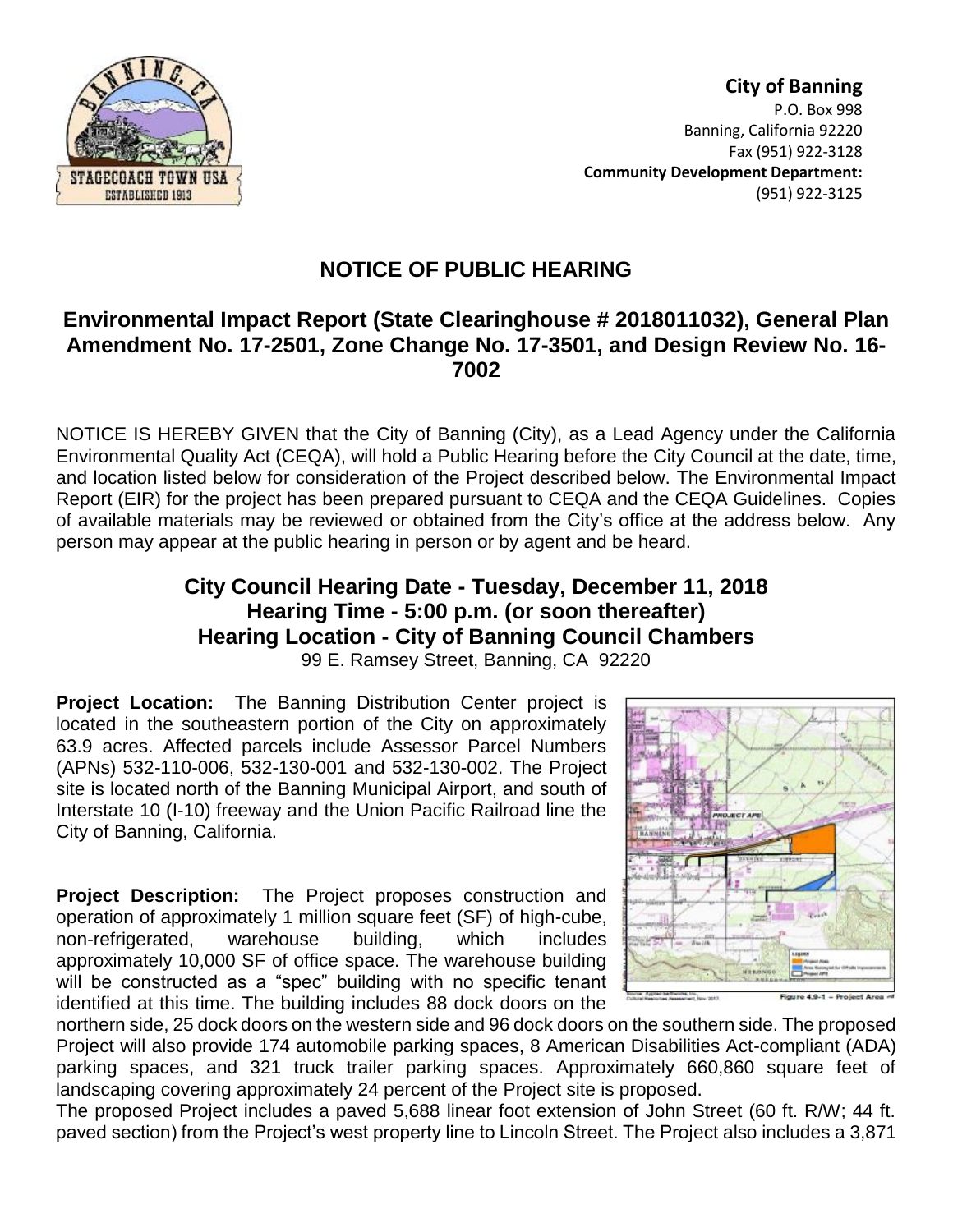**City of Banning**
P.O. Box 998
Banning, California 92220
Fax (951) 922-3128
**Community Development Department:**
(951) 922-3125

# NOTICE OF PUBLIC HEARING

## Environmental Impact Report (State Clearinghouse # 2018011032), General Plan Amendment No. 17-2501, Zone Change No. 17-3501, and Design Review No. 16-7002

NOTICE IS HEREBY GIVEN that the City of Banning (City), as a Lead Agency under the California Environmental Quality Act (CEQA), will hold a Public Hearing before the City Council at the date, time, and location listed below for consideration of the Project described below. The Environmental Impact Report (EIR) for the project has been prepared pursuant to CEQA and the CEQA Guidelines. Copies of available materials may be reviewed or obtained from the City's office at the address below. Any person may appear at the public hearing in person or by agent and be heard.

## City Council Hearing Date - Tuesday, December 11, 2018
## Hearing Time - 5:00 p.m. (or soon thereafter)
## Hearing Location - City of Banning Council Chambers

99 E. Ramsey Street, Banning, CA 92220

**Project Location:** The Banning Distribution Center project is located in the southeastern portion of the City on approximately 63.9 acres. Affected parcels include Assessor Parcel Numbers (APNs) 532-110-006, 532-130-001 and 532-130-002. The Project site is located north of the Banning Municipal Airport, and south of Interstate 10 (I-10) freeway and the Union Pacific Railroad line the City of Banning, California.

Figure 4.9-1 – Project Area

**Project Description:** The Project proposes construction and operation of approximately 1 million square feet (SF) of high-cube, non-refrigerated, warehouse building, which includes approximately 10,000 SF of office space. The warehouse building will be constructed as a "spec" building with no specific tenant identified at this time. The building includes 88 dock doors on the northern side, 25 dock doors on the western side and 96 dock doors on the southern side. The proposed Project will also provide 174 automobile parking spaces, 8 American Disabilities Act-compliant (ADA) parking spaces, and 321 truck trailer parking spaces. Approximately 660,860 square feet of landscaping covering approximately 24 percent of the Project site is proposed.

The proposed Project includes a paved 5,688 linear foot extension of John Street (60 ft. R/W; 44 ft. paved section) from the Project's west property line to Lincoln Street. The Project also includes a 3,871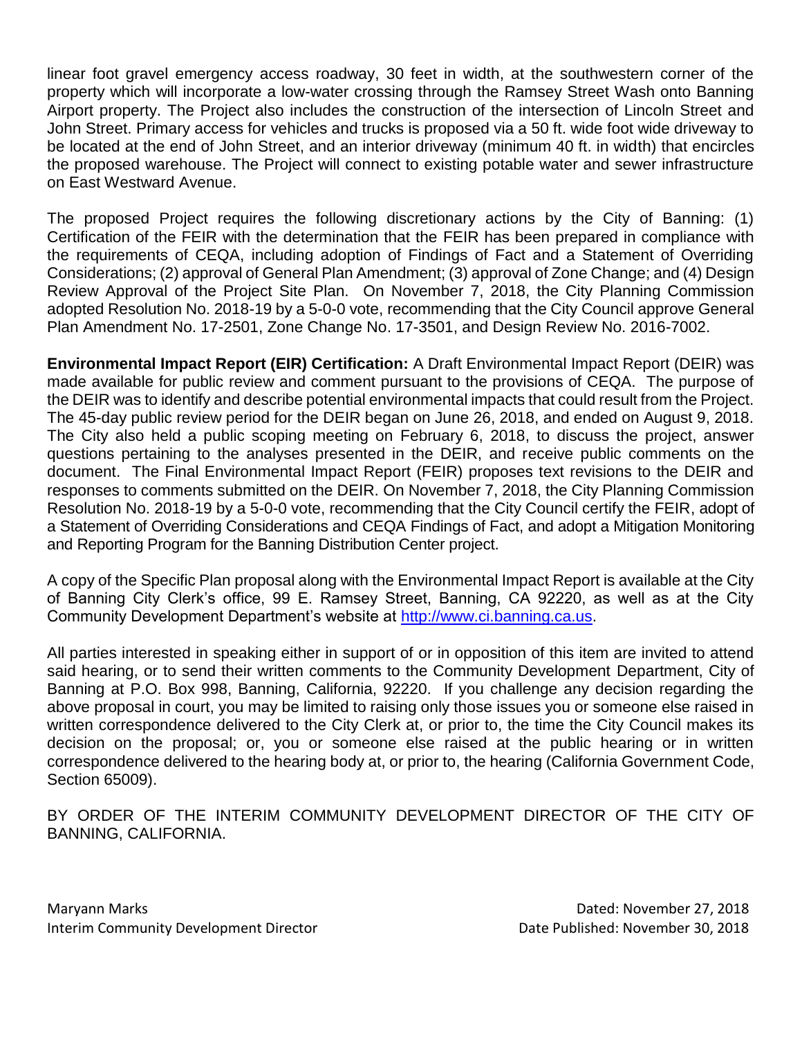linear foot gravel emergency access roadway, 30 feet in width, at the southwestern corner of the property which will incorporate a low-water crossing through the Ramsey Street Wash onto Banning Airport property. The Project also includes the construction of the intersection of Lincoln Street and John Street. Primary access for vehicles and trucks is proposed via a 50 ft. wide foot wide driveway to be located at the end of John Street, and an interior driveway (minimum 40 ft. in width) that encircles the proposed warehouse. The Project will connect to existing potable water and sewer infrastructure on East Westward Avenue.

The proposed Project requires the following discretionary actions by the City of Banning: (1) Certification of the FEIR with the determination that the FEIR has been prepared in compliance with the requirements of CEQA, including adoption of Findings of Fact and a Statement of Overriding Considerations; (2) approval of General Plan Amendment; (3) approval of Zone Change; and (4) Design Review Approval of the Project Site Plan. On November 7, 2018, the City Planning Commission adopted Resolution No. 2018-19 by a 5-0-0 vote, recommending that the City Council approve General Plan Amendment No. 17-2501, Zone Change No. 17-3501, and Design Review No. 2016-7002.

**Environmental Impact Report (EIR) Certification:** A Draft Environmental Impact Report (DEIR) was made available for public review and comment pursuant to the provisions of CEQA. The purpose of the DEIR was to identify and describe potential environmental impacts that could result from the Project. The 45-day public review period for the DEIR began on June 26, 2018, and ended on August 9, 2018. The City also held a public scoping meeting on February 6, 2018, to discuss the project, answer questions pertaining to the analyses presented in the DEIR, and receive public comments on the document. The Final Environmental Impact Report (FEIR) proposes text revisions to the DEIR and responses to comments submitted on the DEIR. On November 7, 2018, the City Planning Commission Resolution No. 2018-19 by a 5-0-0 vote, recommending that the City Council certify the FEIR, adopt of a Statement of Overriding Considerations and CEQA Findings of Fact, and adopt a Mitigation Monitoring and Reporting Program for the Banning Distribution Center project.

A copy of the Specific Plan proposal along with the Environmental Impact Report is available at the City of Banning City Clerk's office, 99 E. Ramsey Street, Banning, CA 92220, as well as at the City Community Development Department's website at http://www.ci.banning.ca.us.

All parties interested in speaking either in support of or in opposition of this item are invited to attend said hearing, or to send their written comments to the Community Development Department, City of Banning at P.O. Box 998, Banning, California, 92220. If you challenge any decision regarding the above proposal in court, you may be limited to raising only those issues you or someone else raised in written correspondence delivered to the City Clerk at, or prior to, the time the City Council makes its decision on the proposal; or, you or someone else raised at the public hearing or in written correspondence delivered to the hearing body at, or prior to, the hearing (California Government Code, Section 65009).

BY ORDER OF THE INTERIM COMMUNITY DEVELOPMENT DIRECTOR OF THE CITY OF BANNING, CALIFORNIA.

Maryann Marks
Interim Community Development Director

Dated: November 27, 2018
Date Published: November 30, 2018